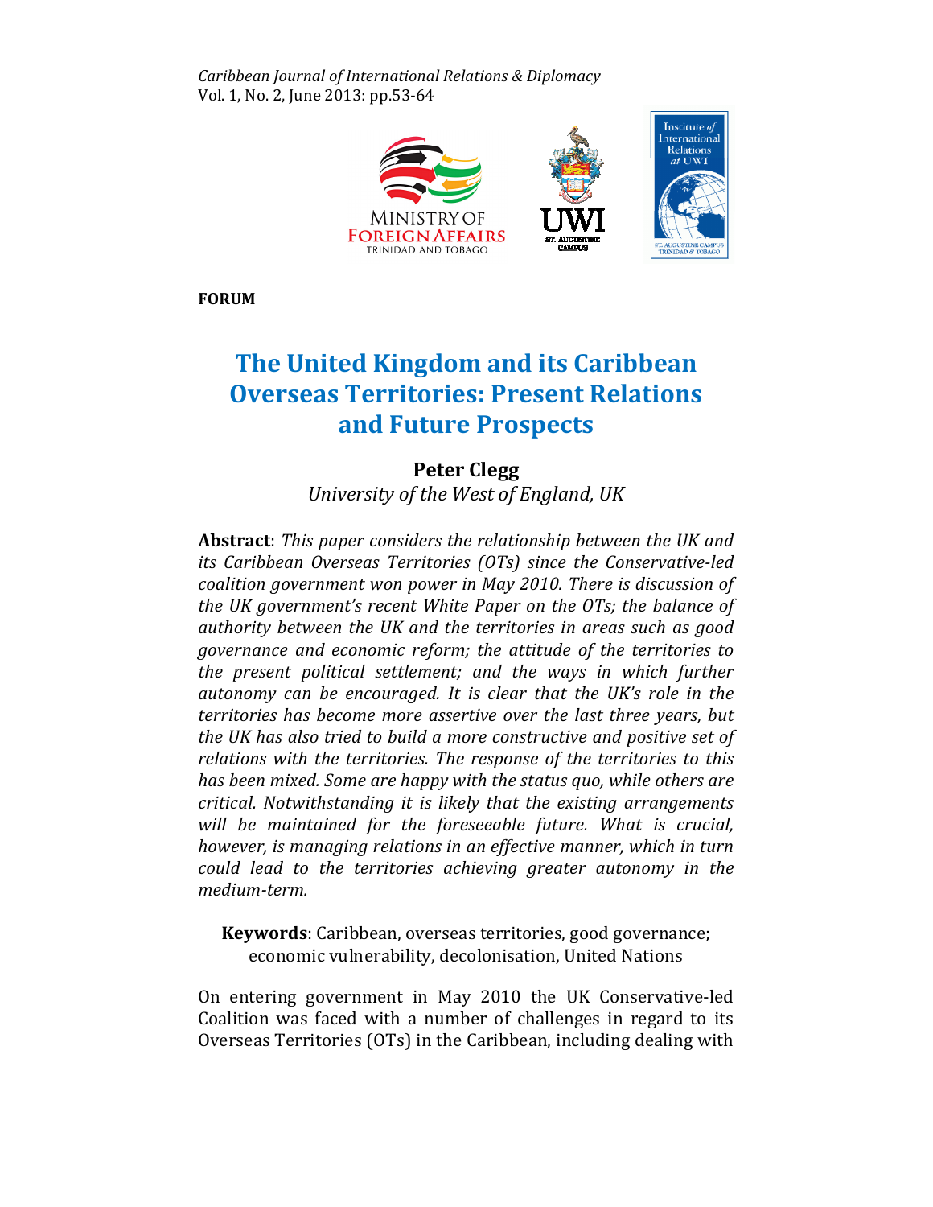FORUM

# The United Kingdom and its Caribbean Overseas Territories: Present Relations and Future Prospects

**Peter Clegg**

*University of the West of England, UK*

**Abstract**: *This paper considers the relationship between the UK and its Caribbean Overseas Territories (OTs) since the Conservative-led coalition government won power in May 2010. There is discussion of the UK government's recent White Paper on the OTs; the balance of authority between the UK and the territories in areas such as good governance and economic reform; the attitude of the territories to the present political settlement; and the ways in which further autonomy can be encouraged. It is clear that the UK's role in the territories has become more assertive over the last three years, but the UK has also tried to build a more constructive and positive set of relations with the territories. The response of the territories to this has been mixed. Some are happy with the status quo, while others are critical. Notwithstanding it is likely that the existing arrangements will be maintained for the foreseeable future. What is crucial, however, is managing relations in an effective manner, which in turn could lead to the territories achieving greater autonomy in the medium-term.*

**Keywords**: Caribbean, overseas territories, good governance; economic vulnerability, decolonisation, United Nations

On entering government in May 2010 the UK Conservative-led Coalition was faced with a number of challenges in regard to its Overseas Territories (OTs) in the Caribbean, including dealing with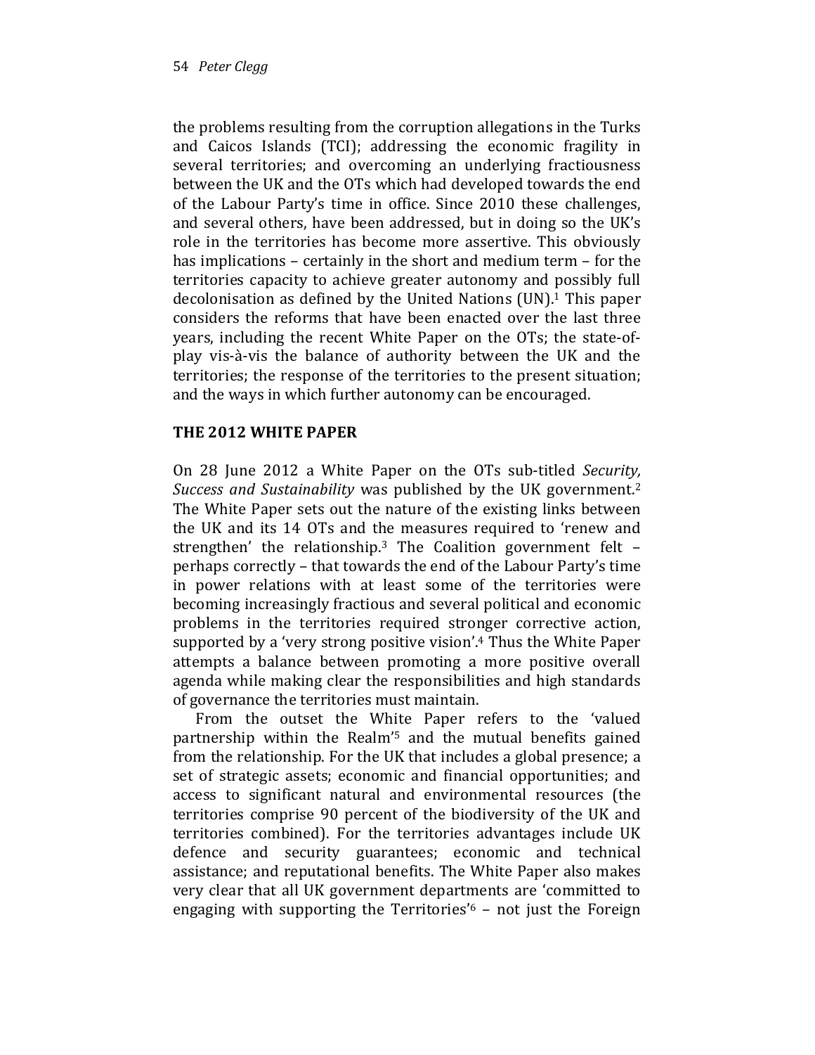the problems resulting from the corruption allegations in the Turks and Caicos Islands (TCI); addressing the economic fragility in several territories; and overcoming an underlying fractiousness between the UK and the OTs which had developed towards the end of the Labour Party's time in office. Since 2010 these challenges, and several others, have been addressed, but in doing so the UK's role in the territories has become more assertive. This obviously has implications – certainly in the short and medium term – for the territories capacity to achieve greater autonomy and possibly full decolonisation as defined by the United Nations (UN).[1] This paper considers the reforms that have been enacted over the last three years, including the recent White Paper on the OTs; the state-of-play vis-à-vis the balance of authority between the UK and the territories; the response of the territories to the present situation; and the ways in which further autonomy can be encouraged.

## THE 2012 WHITE PAPER

On 28 June 2012 a White Paper on the OTs sub-titled *Security, Success and Sustainability* was published by the UK government.[2] The White Paper sets out the nature of the existing links between the UK and its 14 OTs and the measures required to 'renew and strengthen' the relationship.[3] The Coalition government felt – perhaps correctly – that towards the end of the Labour Party's time in power relations with at least some of the territories were becoming increasingly fractious and several political and economic problems in the territories required stronger corrective action, supported by a 'very strong positive vision'.[4] Thus the White Paper attempts a balance between promoting a more positive overall agenda while making clear the responsibilities and high standards of governance the territories must maintain.

From the outset the White Paper refers to the 'valued partnership within the Realm'[5] and the mutual benefits gained from the relationship. For the UK that includes a global presence; a set of strategic assets; economic and financial opportunities; and access to significant natural and environmental resources (the territories comprise 90 percent of the biodiversity of the UK and territories combined). For the territories advantages include UK defence and security guarantees; economic and technical assistance; and reputational benefits. The White Paper also makes very clear that all UK government departments are 'committed to engaging with supporting the Territories'[6] – not just the Foreign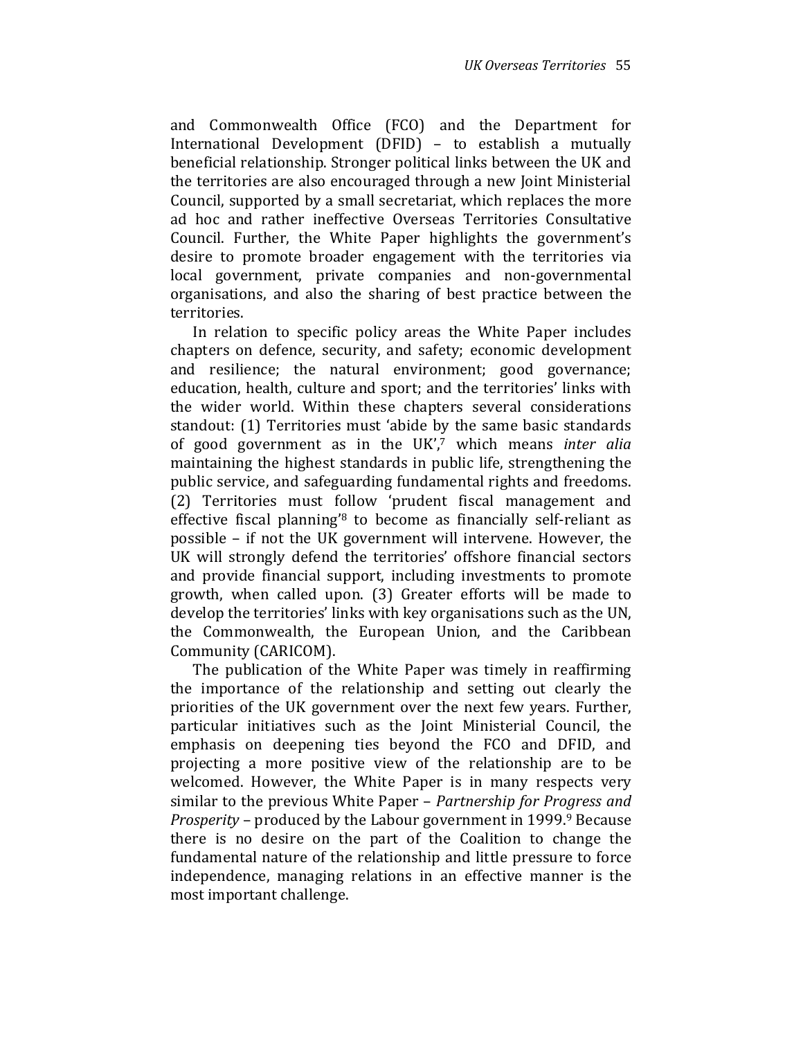and Commonwealth Office (FCO) and the Department for International Development (DFID) – to establish a mutually beneficial relationship. Stronger political links between the UK and the territories are also encouraged through a new Joint Ministerial Council, supported by a small secretariat, which replaces the more ad hoc and rather ineffective Overseas Territories Consultative Council. Further, the White Paper highlights the government's desire to promote broader engagement with the territories via local government, private companies and non-governmental organisations, and also the sharing of best practice between the territories.

In relation to specific policy areas the White Paper includes chapters on defence, security, and safety; economic development and resilience; the natural environment; good governance; education, health, culture and sport; and the territories' links with the wider world. Within these chapters several considerations standout: (1) Territories must 'abide by the same basic standards of good government as in the UK',[7] which means *inter alia* maintaining the highest standards in public life, strengthening the public service, and safeguarding fundamental rights and freedoms. (2) Territories must follow 'prudent fiscal management and effective fiscal planning'[8] to become as financially self-reliant as possible – if not the UK government will intervene. However, the UK will strongly defend the territories' offshore financial sectors and provide financial support, including investments to promote growth, when called upon. (3) Greater efforts will be made to develop the territories' links with key organisations such as the UN, the Commonwealth, the European Union, and the Caribbean Community (CARICOM).

The publication of the White Paper was timely in reaffirming the importance of the relationship and setting out clearly the priorities of the UK government over the next few years. Further, particular initiatives such as the Joint Ministerial Council, the emphasis on deepening ties beyond the FCO and DFID, and projecting a more positive view of the relationship are to be welcomed. However, the White Paper is in many respects very similar to the previous White Paper – *Partnership for Progress and Prosperity* – produced by the Labour government in 1999.[9] Because there is no desire on the part of the Coalition to change the fundamental nature of the relationship and little pressure to force independence, managing relations in an effective manner is the most important challenge.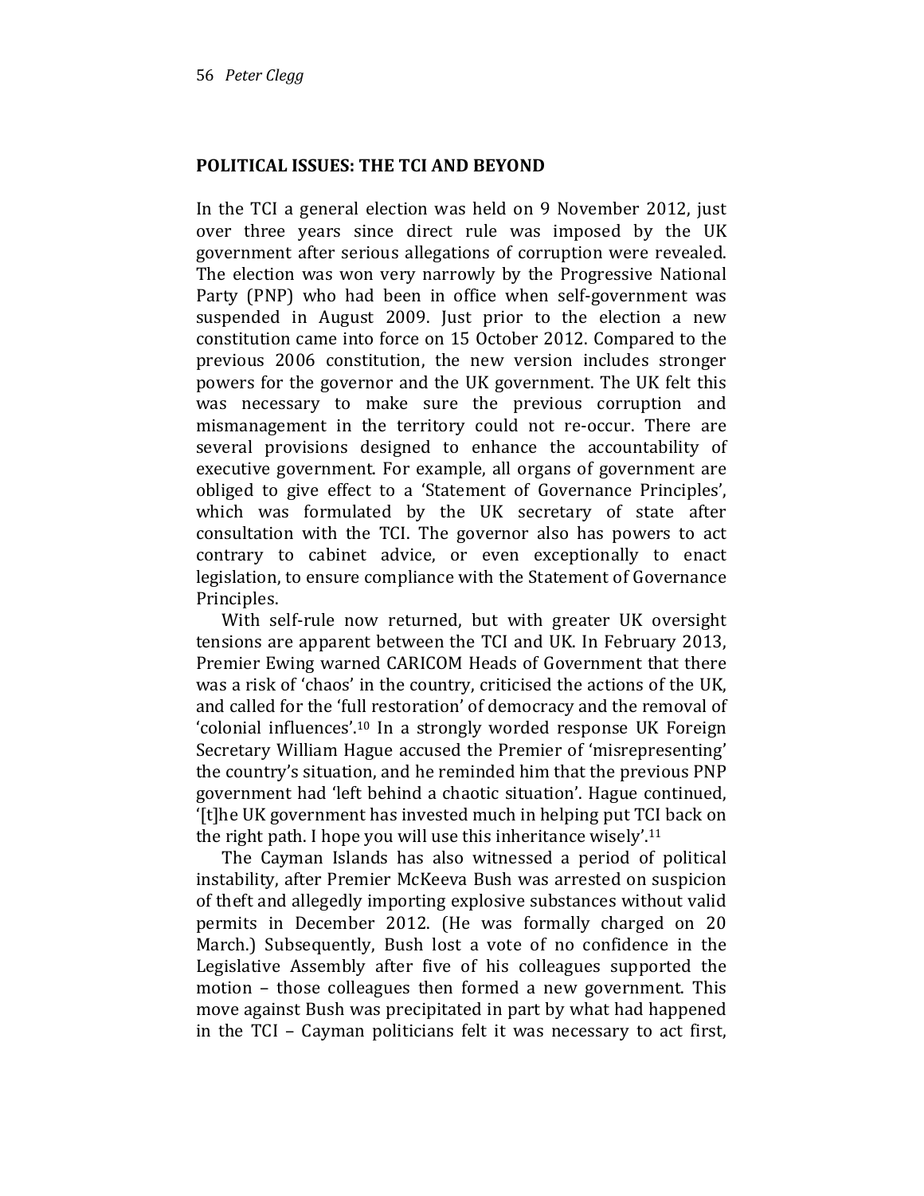## POLITICAL ISSUES: THE TCI AND BEYOND

In the TCI a general election was held on 9 November 2012, just over three years since direct rule was imposed by the UK government after serious allegations of corruption were revealed. The election was won very narrowly by the Progressive National Party (PNP) who had been in office when self-government was suspended in August 2009. Just prior to the election a new constitution came into force on 15 October 2012. Compared to the previous 2006 constitution, the new version includes stronger powers for the governor and the UK government. The UK felt this was necessary to make sure the previous corruption and mismanagement in the territory could not re-occur. There are several provisions designed to enhance the accountability of executive government. For example, all organs of government are obliged to give effect to a 'Statement of Governance Principles', which was formulated by the UK secretary of state after consultation with the TCI. The governor also has powers to act contrary to cabinet advice, or even exceptionally to enact legislation, to ensure compliance with the Statement of Governance Principles.

With self-rule now returned, but with greater UK oversight tensions are apparent between the TCI and UK. In February 2013, Premier Ewing warned CARICOM Heads of Government that there was a risk of 'chaos' in the country, criticised the actions of the UK, and called for the 'full restoration' of democracy and the removal of 'colonial influences'.[10] In a strongly worded response UK Foreign Secretary William Hague accused the Premier of 'misrepresenting' the country's situation, and he reminded him that the previous PNP government had 'left behind a chaotic situation'. Hague continued, '[t]he UK government has invested much in helping put TCI back on the right path. I hope you will use this inheritance wisely'.[11]

The Cayman Islands has also witnessed a period of political instability, after Premier McKeeva Bush was arrested on suspicion of theft and allegedly importing explosive substances without valid permits in December 2012. (He was formally charged on 20 March.) Subsequently, Bush lost a vote of no confidence in the Legislative Assembly after five of his colleagues supported the motion – those colleagues then formed a new government. This move against Bush was precipitated in part by what had happened in the TCI – Cayman politicians felt it was necessary to act first,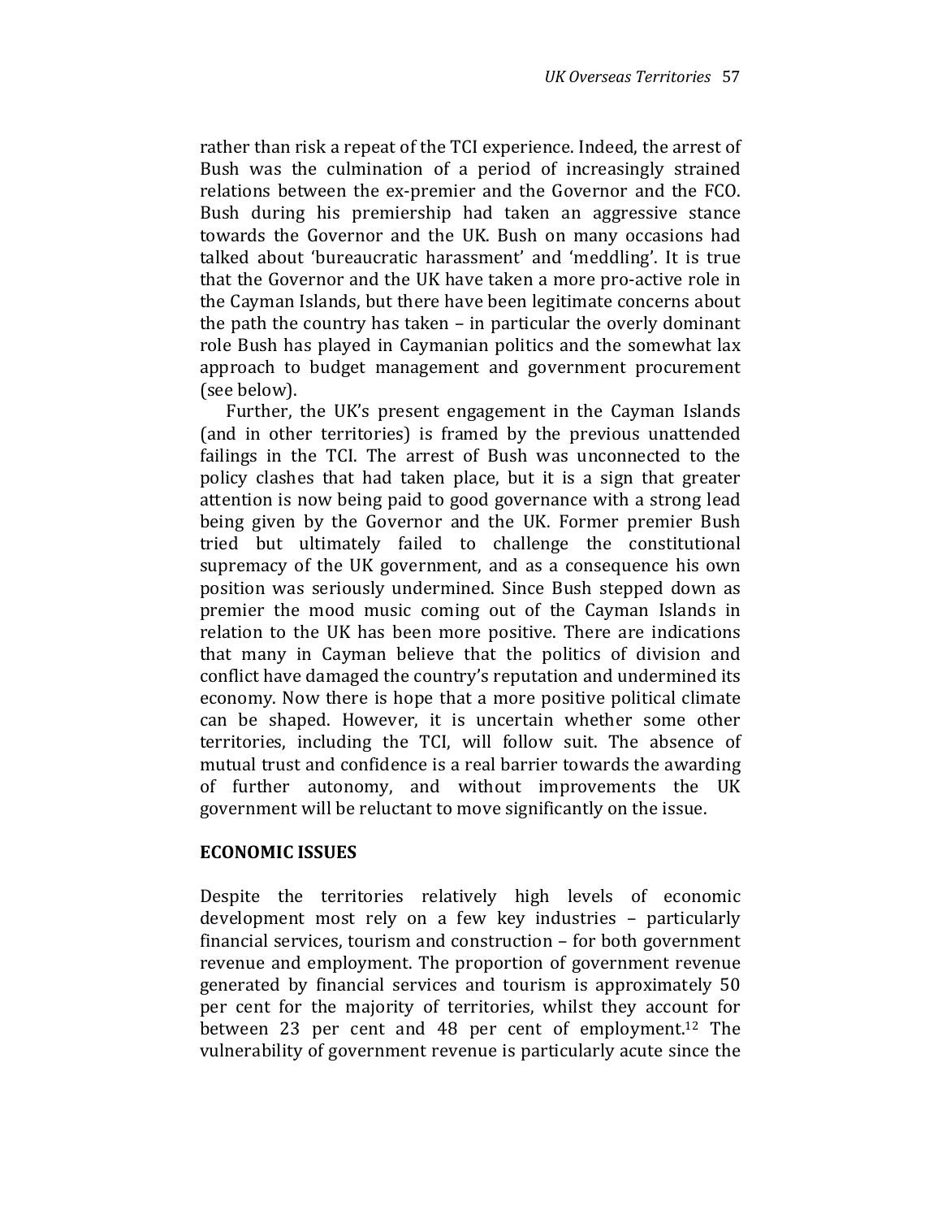rather than risk a repeat of the TCI experience. Indeed, the arrest of Bush was the culmination of a period of increasingly strained relations between the ex-premier and the Governor and the FCO. Bush during his premiership had taken an aggressive stance towards the Governor and the UK. Bush on many occasions had talked about 'bureaucratic harassment' and 'meddling'. It is true that the Governor and the UK have taken a more pro-active role in the Cayman Islands, but there have been legitimate concerns about the path the country has taken – in particular the overly dominant role Bush has played in Caymanian politics and the somewhat lax approach to budget management and government procurement (see below).

Further, the UK's present engagement in the Cayman Islands (and in other territories) is framed by the previous unattended failings in the TCI. The arrest of Bush was unconnected to the policy clashes that had taken place, but it is a sign that greater attention is now being paid to good governance with a strong lead being given by the Governor and the UK. Former premier Bush tried but ultimately failed to challenge the constitutional supremacy of the UK government, and as a consequence his own position was seriously undermined. Since Bush stepped down as premier the mood music coming out of the Cayman Islands in relation to the UK has been more positive. There are indications that many in Cayman believe that the politics of division and conflict have damaged the country's reputation and undermined its economy. Now there is hope that a more positive political climate can be shaped. However, it is uncertain whether some other territories, including the TCI, will follow suit. The absence of mutual trust and confidence is a real barrier towards the awarding of further autonomy, and without improvements the UK government will be reluctant to move significantly on the issue.

## ECONOMIC ISSUES

Despite the territories relatively high levels of economic development most rely on a few key industries – particularly financial services, tourism and construction – for both government revenue and employment. The proportion of government revenue generated by financial services and tourism is approximately 50 per cent for the majority of territories, whilst they account for between 23 per cent and 48 per cent of employment.[12] The vulnerability of government revenue is particularly acute since the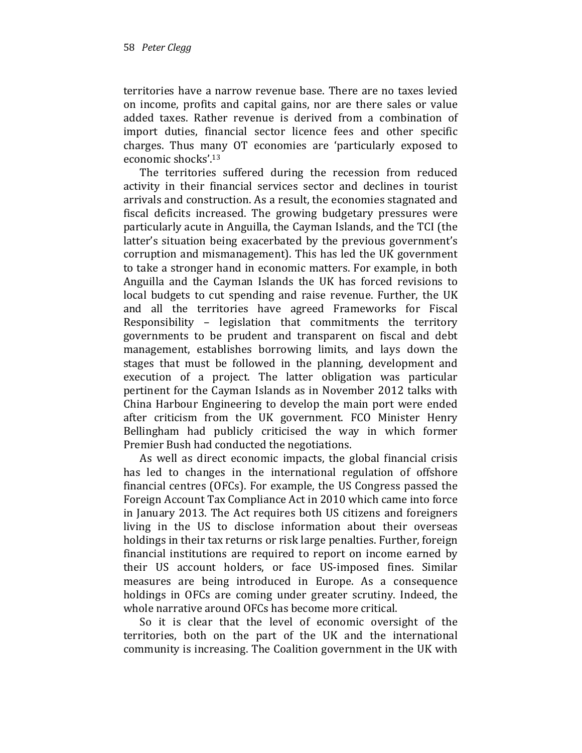territories have a narrow revenue base. There are no taxes levied on income, profits and capital gains, nor are there sales or value added taxes. Rather revenue is derived from a combination of import duties, financial sector licence fees and other specific charges. Thus many OT economies are 'particularly exposed to economic shocks'.[13]

The territories suffered during the recession from reduced activity in their financial services sector and declines in tourist arrivals and construction. As a result, the economies stagnated and fiscal deficits increased. The growing budgetary pressures were particularly acute in Anguilla, the Cayman Islands, and the TCI (the latter's situation being exacerbated by the previous government's corruption and mismanagement). This has led the UK government to take a stronger hand in economic matters. For example, in both Anguilla and the Cayman Islands the UK has forced revisions to local budgets to cut spending and raise revenue. Further, the UK and all the territories have agreed Frameworks for Fiscal Responsibility – legislation that commitments the territory governments to be prudent and transparent on fiscal and debt management, establishes borrowing limits, and lays down the stages that must be followed in the planning, development and execution of a project. The latter obligation was particular pertinent for the Cayman Islands as in November 2012 talks with China Harbour Engineering to develop the main port were ended after criticism from the UK government. FCO Minister Henry Bellingham had publicly criticised the way in which former Premier Bush had conducted the negotiations.

As well as direct economic impacts, the global financial crisis has led to changes in the international regulation of offshore financial centres (OFCs). For example, the US Congress passed the Foreign Account Tax Compliance Act in 2010 which came into force in January 2013. The Act requires both US citizens and foreigners living in the US to disclose information about their overseas holdings in their tax returns or risk large penalties. Further, foreign financial institutions are required to report on income earned by their US account holders, or face US-imposed fines. Similar measures are being introduced in Europe. As a consequence holdings in OFCs are coming under greater scrutiny. Indeed, the whole narrative around OFCs has become more critical.

So it is clear that the level of economic oversight of the territories, both on the part of the UK and the international community is increasing. The Coalition government in the UK with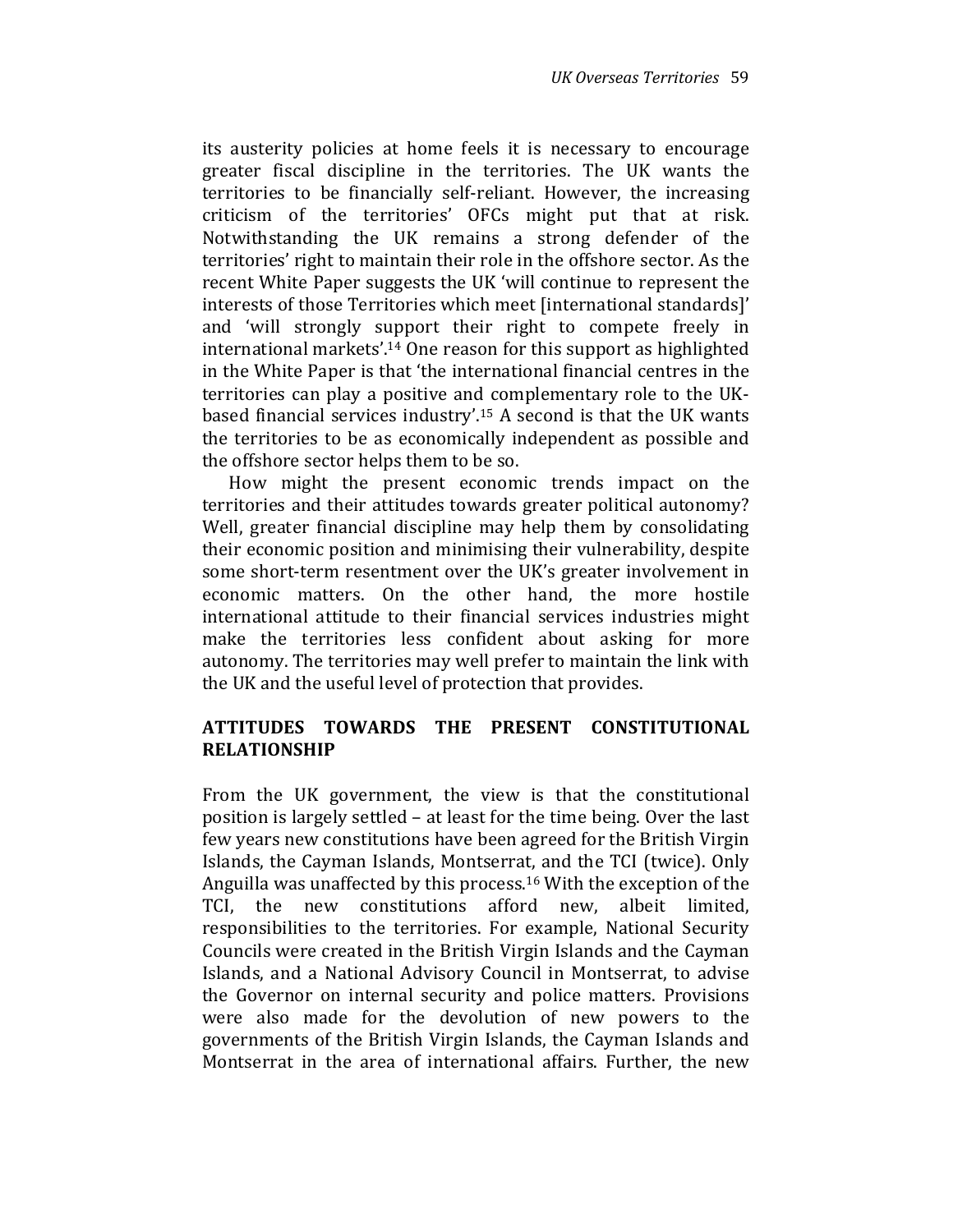its austerity policies at home feels it is necessary to encourage greater fiscal discipline in the territories. The UK wants the territories to be financially self-reliant. However, the increasing criticism of the territories' OFCs might put that at risk. Notwithstanding the UK remains a strong defender of the territories' right to maintain their role in the offshore sector. As the recent White Paper suggests the UK 'will continue to represent the interests of those Territories which meet [international standards]' and 'will strongly support their right to compete freely in international markets'.[14] One reason for this support as highlighted in the White Paper is that 'the international financial centres in the territories can play a positive and complementary role to the UK-based financial services industry'.[15] A second is that the UK wants the territories to be as economically independent as possible and the offshore sector helps them to be so.

How might the present economic trends impact on the territories and their attitudes towards greater political autonomy? Well, greater financial discipline may help them by consolidating their economic position and minimising their vulnerability, despite some short-term resentment over the UK's greater involvement in economic matters. On the other hand, the more hostile international attitude to their financial services industries might make the territories less confident about asking for more autonomy. The territories may well prefer to maintain the link with the UK and the useful level of protection that provides.

## ATTITUDES TOWARDS THE PRESENT CONSTITUTIONAL RELATIONSHIP

From the UK government, the view is that the constitutional position is largely settled – at least for the time being. Over the last few years new constitutions have been agreed for the British Virgin Islands, the Cayman Islands, Montserrat, and the TCI (twice). Only Anguilla was unaffected by this process.[16] With the exception of the TCI, the new constitutions afford new, albeit limited, responsibilities to the territories. For example, National Security Councils were created in the British Virgin Islands and the Cayman Islands, and a National Advisory Council in Montserrat, to advise the Governor on internal security and police matters. Provisions were also made for the devolution of new powers to the governments of the British Virgin Islands, the Cayman Islands and Montserrat in the area of international affairs. Further, the new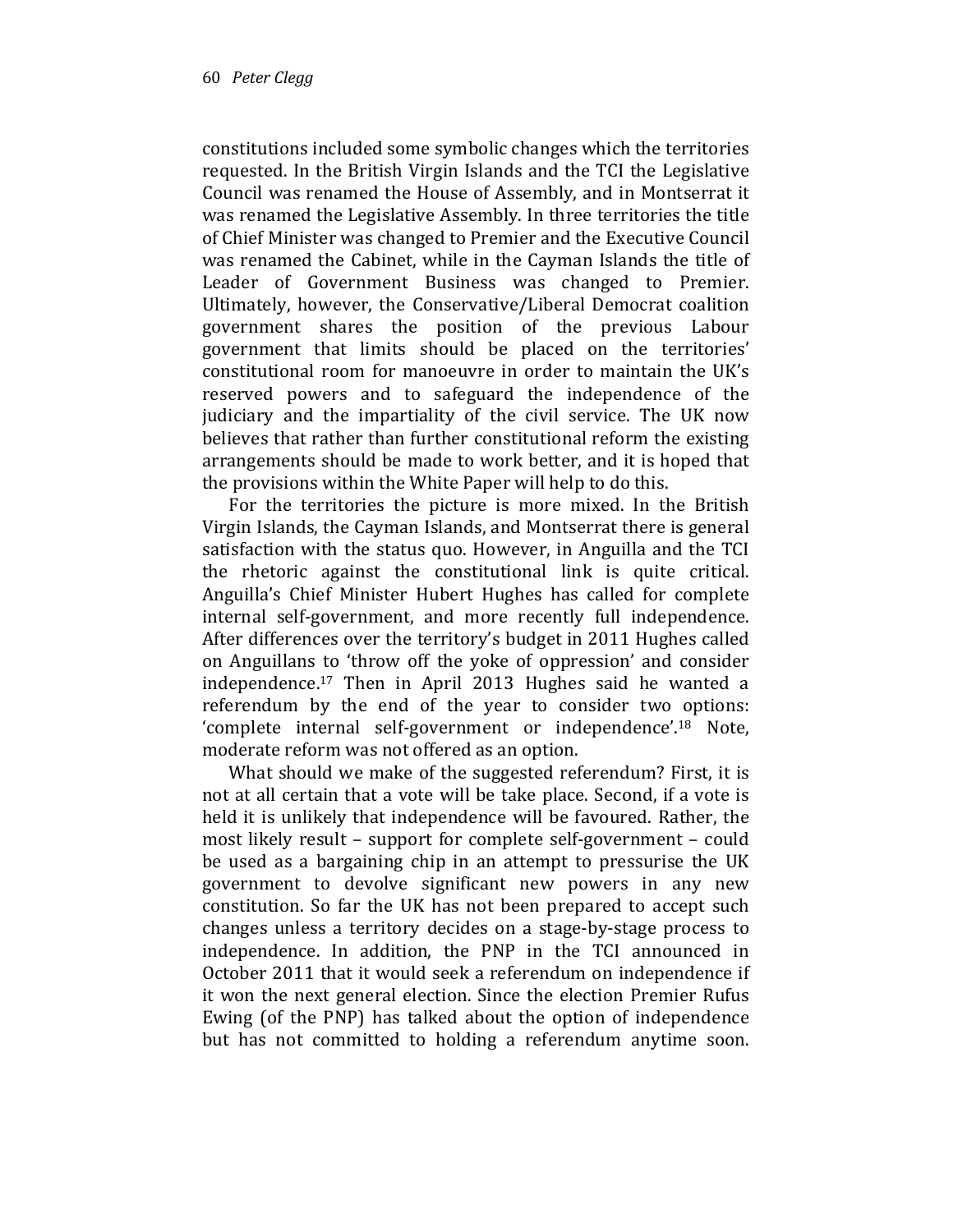constitutions included some symbolic changes which the territories requested. In the British Virgin Islands and the TCI the Legislative Council was renamed the House of Assembly, and in Montserrat it was renamed the Legislative Assembly. In three territories the title of Chief Minister was changed to Premier and the Executive Council was renamed the Cabinet, while in the Cayman Islands the title of Leader of Government Business was changed to Premier. Ultimately, however, the Conservative/Liberal Democrat coalition government shares the position of the previous Labour government that limits should be placed on the territories' constitutional room for manoeuvre in order to maintain the UK's reserved powers and to safeguard the independence of the judiciary and the impartiality of the civil service. The UK now believes that rather than further constitutional reform the existing arrangements should be made to work better, and it is hoped that the provisions within the White Paper will help to do this.

For the territories the picture is more mixed. In the British Virgin Islands, the Cayman Islands, and Montserrat there is general satisfaction with the status quo. However, in Anguilla and the TCI the rhetoric against the constitutional link is quite critical. Anguilla's Chief Minister Hubert Hughes has called for complete internal self-government, and more recently full independence. After differences over the territory's budget in 2011 Hughes called on Anguillans to 'throw off the yoke of oppression' and consider independence.[17] Then in April 2013 Hughes said he wanted a referendum by the end of the year to consider two options: 'complete internal self-government or independence'.[18] Note, moderate reform was not offered as an option.

What should we make of the suggested referendum? First, it is not at all certain that a vote will be take place. Second, if a vote is held it is unlikely that independence will be favoured. Rather, the most likely result – support for complete self-government – could be used as a bargaining chip in an attempt to pressurise the UK government to devolve significant new powers in any new constitution. So far the UK has not been prepared to accept such changes unless a territory decides on a stage-by-stage process to independence. In addition, the PNP in the TCI announced in October 2011 that it would seek a referendum on independence if it won the next general election. Since the election Premier Rufus Ewing (of the PNP) has talked about the option of independence but has not committed to holding a referendum anytime soon.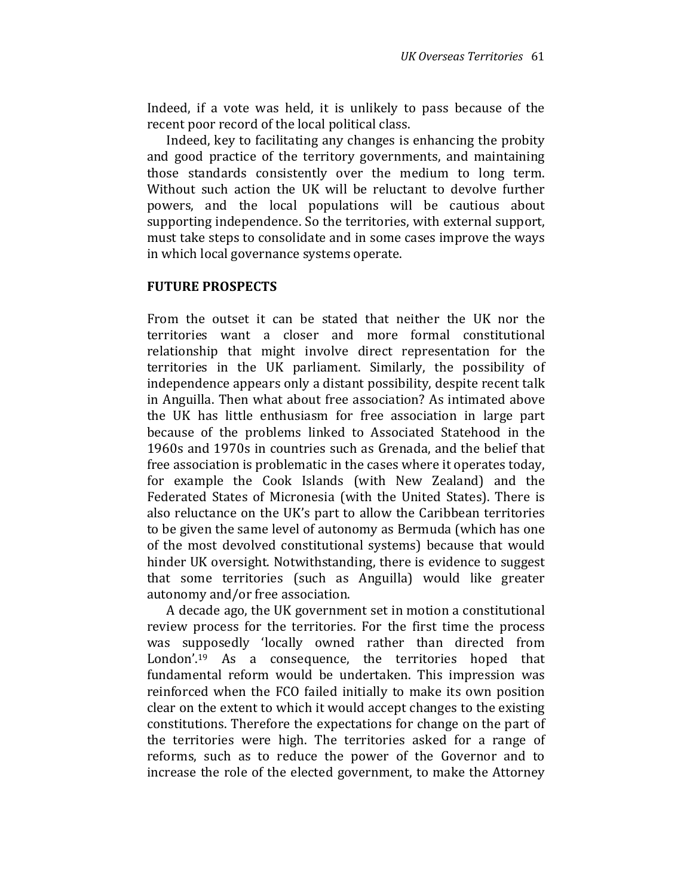Indeed, if a vote was held, it is unlikely to pass because of the recent poor record of the local political class.

Indeed, key to facilitating any changes is enhancing the probity and good practice of the territory governments, and maintaining those standards consistently over the medium to long term. Without such action the UK will be reluctant to devolve further powers, and the local populations will be cautious about supporting independence. So the territories, with external support, must take steps to consolidate and in some cases improve the ways in which local governance systems operate.

## FUTURE PROSPECTS

From the outset it can be stated that neither the UK nor the territories want a closer and more formal constitutional relationship that might involve direct representation for the territories in the UK parliament. Similarly, the possibility of independence appears only a distant possibility, despite recent talk in Anguilla. Then what about free association? As intimated above the UK has little enthusiasm for free association in large part because of the problems linked to Associated Statehood in the 1960s and 1970s in countries such as Grenada, and the belief that free association is problematic in the cases where it operates today, for example the Cook Islands (with New Zealand) and the Federated States of Micronesia (with the United States). There is also reluctance on the UK's part to allow the Caribbean territories to be given the same level of autonomy as Bermuda (which has one of the most devolved constitutional systems) because that would hinder UK oversight. Notwithstanding, there is evidence to suggest that some territories (such as Anguilla) would like greater autonomy and/or free association.

A decade ago, the UK government set in motion a constitutional review process for the territories. For the first time the process was supposedly 'locally owned rather than directed from London'.[19] As a consequence, the territories hoped that fundamental reform would be undertaken. This impression was reinforced when the FCO failed initially to make its own position clear on the extent to which it would accept changes to the existing constitutions. Therefore the expectations for change on the part of the territories were high. The territories asked for a range of reforms, such as to reduce the power of the Governor and to increase the role of the elected government, to make the Attorney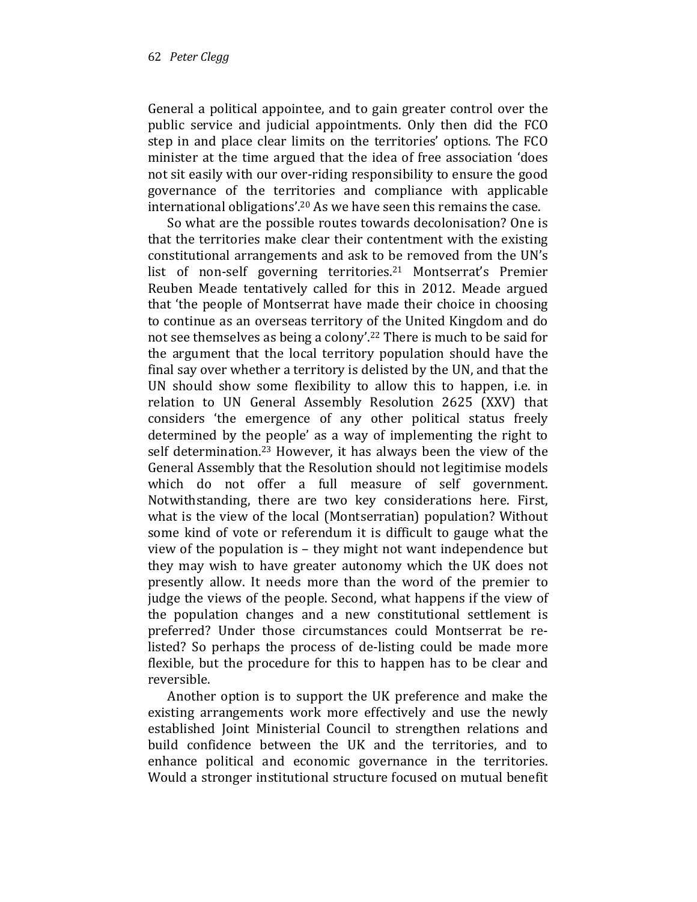General a political appointee, and to gain greater control over the public service and judicial appointments. Only then did the FCO step in and place clear limits on the territories' options. The FCO minister at the time argued that the idea of free association 'does not sit easily with our over-riding responsibility to ensure the good governance of the territories and compliance with applicable international obligations'.[20] As we have seen this remains the case.

So what are the possible routes towards decolonisation? One is that the territories make clear their contentment with the existing constitutional arrangements and ask to be removed from the UN's list of non-self governing territories.[21] Montserrat's Premier Reuben Meade tentatively called for this in 2012. Meade argued that 'the people of Montserrat have made their choice in choosing to continue as an overseas territory of the United Kingdom and do not see themselves as being a colony'.[22] There is much to be said for the argument that the local territory population should have the final say over whether a territory is delisted by the UN, and that the UN should show some flexibility to allow this to happen, i.e. in relation to UN General Assembly Resolution 2625 (XXV) that considers 'the emergence of any other political status freely determined by the people' as a way of implementing the right to self determination.[23] However, it has always been the view of the General Assembly that the Resolution should not legitimise models which do not offer a full measure of self government. Notwithstanding, there are two key considerations here. First, what is the view of the local (Montserratian) population? Without some kind of vote or referendum it is difficult to gauge what the view of the population is – they might not want independence but they may wish to have greater autonomy which the UK does not presently allow. It needs more than the word of the premier to judge the views of the people. Second, what happens if the view of the population changes and a new constitutional settlement is preferred? Under those circumstances could Montserrat be re-listed? So perhaps the process of de-listing could be made more flexible, but the procedure for this to happen has to be clear and reversible.

Another option is to support the UK preference and make the existing arrangements work more effectively and use the newly established Joint Ministerial Council to strengthen relations and build confidence between the UK and the territories, and to enhance political and economic governance in the territories. Would a stronger institutional structure focused on mutual benefit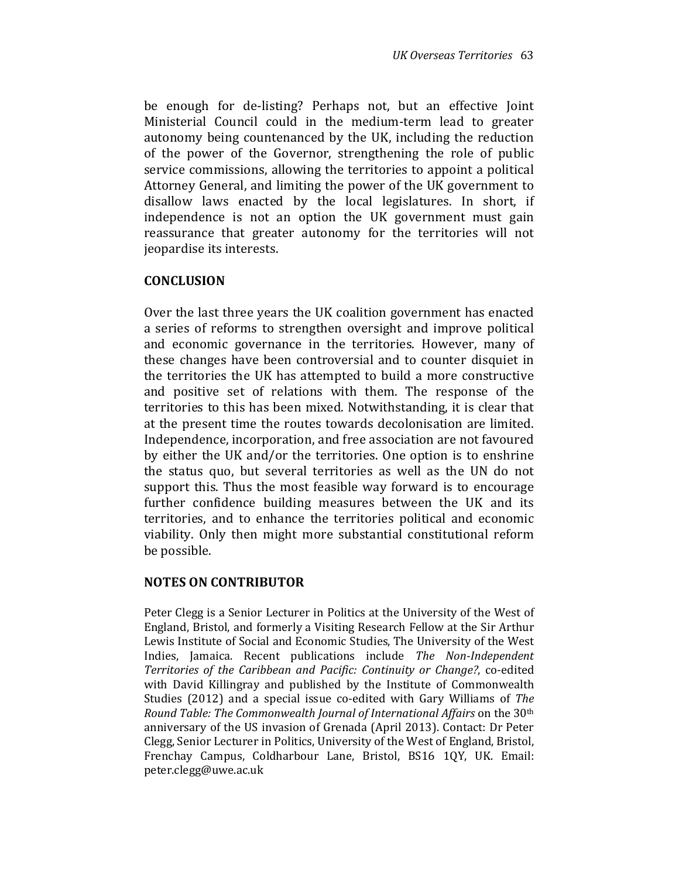be enough for de-listing? Perhaps not, but an effective Joint Ministerial Council could in the medium-term lead to greater autonomy being countenanced by the UK, including the reduction of the power of the Governor, strengthening the role of public service commissions, allowing the territories to appoint a political Attorney General, and limiting the power of the UK government to disallow laws enacted by the local legislatures. In short, if independence is not an option the UK government must gain reassurance that greater autonomy for the territories will not jeopardise its interests.

## CONCLUSION

Over the last three years the UK coalition government has enacted a series of reforms to strengthen oversight and improve political and economic governance in the territories. However, many of these changes have been controversial and to counter disquiet in the territories the UK has attempted to build a more constructive and positive set of relations with them. The response of the territories to this has been mixed. Notwithstanding, it is clear that at the present time the routes towards decolonisation are limited. Independence, incorporation, and free association are not favoured by either the UK and/or the territories. One option is to enshrine the status quo, but several territories as well as the UN do not support this. Thus the most feasible way forward is to encourage further confidence building measures between the UK and its territories, and to enhance the territories political and economic viability. Only then might more substantial constitutional reform be possible.

## NOTES ON CONTRIBUTOR

Peter Clegg is a Senior Lecturer in Politics at the University of the West of England, Bristol, and formerly a Visiting Research Fellow at the Sir Arthur Lewis Institute of Social and Economic Studies, The University of the West Indies, Jamaica. Recent publications include *The Non-Independent Territories of the Caribbean and Pacific: Continuity or Change?*, co-edited with David Killingray and published by the Institute of Commonwealth Studies (2012) and a special issue co-edited with Gary Williams of *The Round Table: The Commonwealth Journal of International Affairs* on the 30th anniversary of the US invasion of Grenada (April 2013). Contact: Dr Peter Clegg, Senior Lecturer in Politics, University of the West of England, Bristol, Frenchay Campus, Coldharbour Lane, Bristol, BS16 1QY, UK. Email: peter.clegg@uwe.ac.uk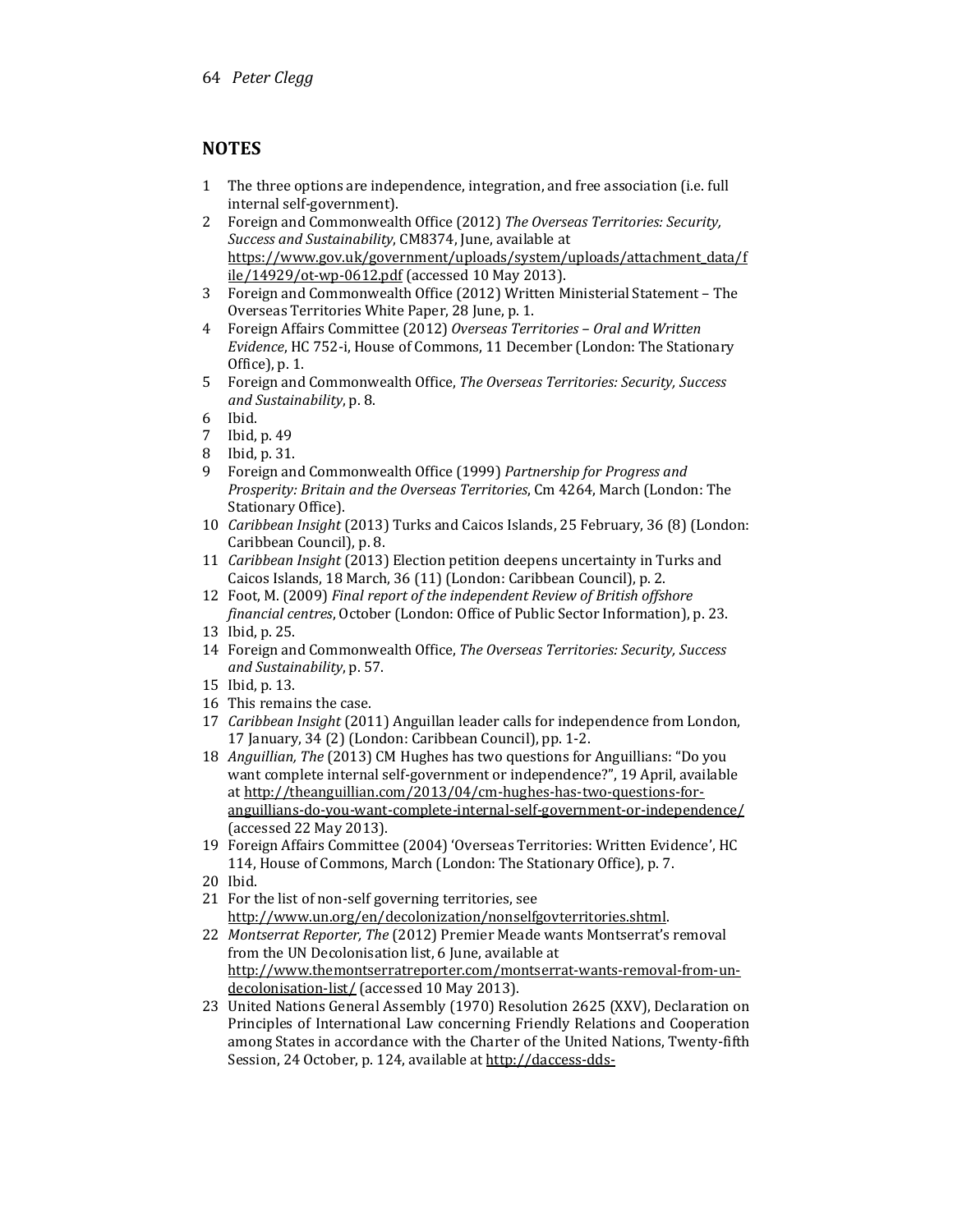## NOTES

1. The three options are independence, integration, and free association (i.e. full internal self-government).
2. Foreign and Commonwealth Office (2012) *The Overseas Territories: Security, Success and Sustainability*, CM8374, June, available at https://www.gov.uk/government/uploads/system/uploads/attachment_data/file/14929/ot-wp-0612.pdf (accessed 10 May 2013).
3. Foreign and Commonwealth Office (2012) Written Ministerial Statement – The Overseas Territories White Paper, 28 June, p. 1.
4. Foreign Affairs Committee (2012) *Overseas Territories – Oral and Written Evidence*, HC 752-i, House of Commons, 11 December (London: The Stationary Office), p. 1.
5. Foreign and Commonwealth Office, *The Overseas Territories: Security, Success and Sustainability*, p. 8.
6. Ibid.
7. Ibid, p. 49
8. Ibid, p. 31.
9. Foreign and Commonwealth Office (1999) *Partnership for Progress and Prosperity: Britain and the Overseas Territories*, Cm 4264, March (London: The Stationary Office).
10. *Caribbean Insight* (2013) Turks and Caicos Islands, 25 February, 36 (8) (London: Caribbean Council), p. 8.
11. *Caribbean Insight* (2013) Election petition deepens uncertainty in Turks and Caicos Islands, 18 March, 36 (11) (London: Caribbean Council), p. 2.
12. Foot, M. (2009) *Final report of the independent Review of British offshore financial centres*, October (London: Office of Public Sector Information), p. 23.
13. Ibid, p. 25.
14. Foreign and Commonwealth Office, *The Overseas Territories: Security, Success and Sustainability*, p. 57.
15. Ibid, p. 13.
16. This remains the case.
17. *Caribbean Insight* (2011) Anguillan leader calls for independence from London, 17 January, 34 (2) (London: Caribbean Council), pp. 1-2.
18. *Anguillian, The* (2013) CM Hughes has two questions for Anguillians: "Do you want complete internal self-government or independence?", 19 April, available at http://theanguillian.com/2013/04/cm-hughes-has-two-questions-for-anguillians-do-you-want-complete-internal-self-government-or-independence/ (accessed 22 May 2013).
19. Foreign Affairs Committee (2004) 'Overseas Territories: Written Evidence', HC 114, House of Commons, March (London: The Stationary Office), p. 7.
20. Ibid.
21. For the list of non-self governing territories, see http://www.un.org/en/decolonization/nonselfgovterritories.shtml.
22. *Montserrat Reporter, The* (2012) Premier Meade wants Montserrat's removal from the UN Decolonisation list, 6 June, available at http://www.themontserratreporter.com/montserrat-wants-removal-from-un-decolonisation-list/ (accessed 10 May 2013).
23. United Nations General Assembly (1970) Resolution 2625 (XXV), Declaration on Principles of International Law concerning Friendly Relations and Cooperation among States in accordance with the Charter of the United Nations, Twenty-fifth Session, 24 October, p. 124, available at http://daccess-dds-